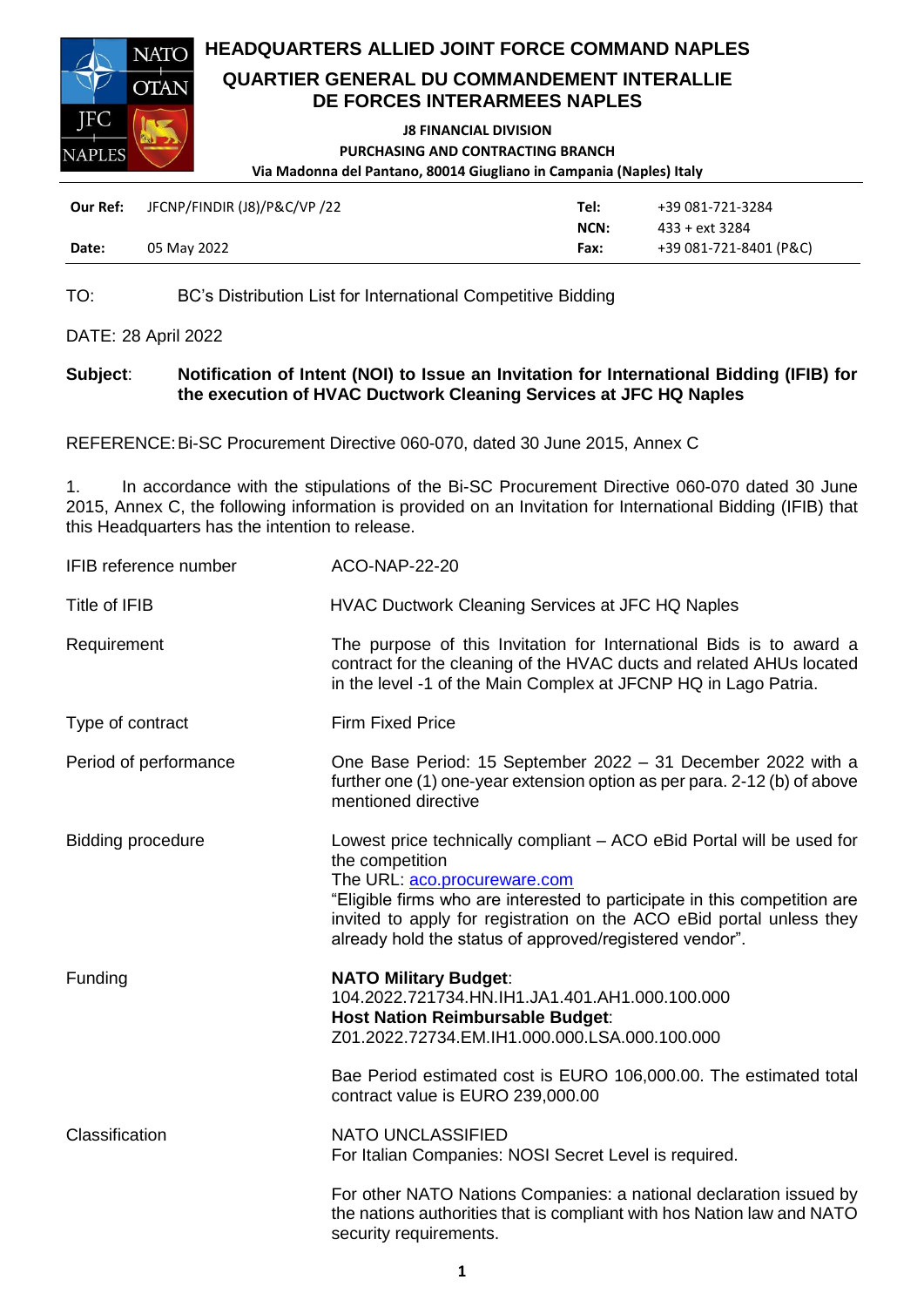# HEADQUARTERS ALLIED JOINT FORCE COMMAND NAPLES

## QUARTIER GENERAL DU COMMANDEMENT INTERALLIE DE FORCES INTERARMEES NAPLES

**J8 FINANCIAL DIVISION**
**PURCHASING AND CONTRACTING BRANCH**
**Via Madonna del Pantano, 80014 Giugliano in Campania (Naples) Italy**

| | | | |
|---|---|---|---|
| **Our Ref:** | JFCNP/FINDIR (J8)/P&C/VP /22 | **Tel:** | +39 081-721-3284 |
| | | **NCN:** | 433 + ext 3284 |
| **Date:** | 05 May 2022 | **Fax:** | +39 081-721-8401 (P&C) |

TO: BC's Distribution List for International Competitive Bidding

DATE: 28 April 2022

**Subject**: **Notification of Intent (NOI) to Issue an Invitation for International Bidding (IFIB) for the execution of HVAC Ductwork Cleaning Services at JFC HQ Naples**

REFERENCE: Bi-SC Procurement Directive 060-070, dated 30 June 2015, Annex C

1. In accordance with the stipulations of the Bi-SC Procurement Directive 060-070 dated 30 June 2015, Annex C, the following information is provided on an Invitation for International Bidding (IFIB) that this Headquarters has the intention to release.

| | |
|---|---|
| IFIB reference number | ACO-NAP-22-20 |
| Title of IFIB | HVAC Ductwork Cleaning Services at JFC HQ Naples |
| Requirement | The purpose of this Invitation for International Bids is to award a contract for the cleaning of the HVAC ducts and related AHUs located in the level -1 of the Main Complex at JFCNP HQ in Lago Patria. |
| Type of contract | Firm Fixed Price |
| Period of performance | One Base Period: 15 September 2022 – 31 December 2022 with a further one (1) one-year extension option as per para. 2-12 (b) of above mentioned directive |
| Bidding procedure | Lowest price technically compliant – ACO eBid Portal will be used for the competition<br>The URL: aco.procureware.com<br>"Eligible firms who are interested to participate in this competition are invited to apply for registration on the ACO eBid portal unless they already hold the status of approved/registered vendor". |
| Funding | **NATO Military Budget**:<br>104.2022.721734.HN.IH1.JA1.401.AH1.000.100.000<br>**Host Nation Reimbursable Budget**:<br>Z01.2022.72734.EM.IH1.000.000.LSA.000.100.000<br><br>Bae Period estimated cost is EURO 106,000.00. The estimated total contract value is EURO 239,000.00 |
| Classification | NATO UNCLASSIFIED<br>For Italian Companies: NOSI Secret Level is required.<br><br>For other NATO Nations Companies: a national declaration issued by the nations authorities that is compliant with hos Nation law and NATO security requirements. |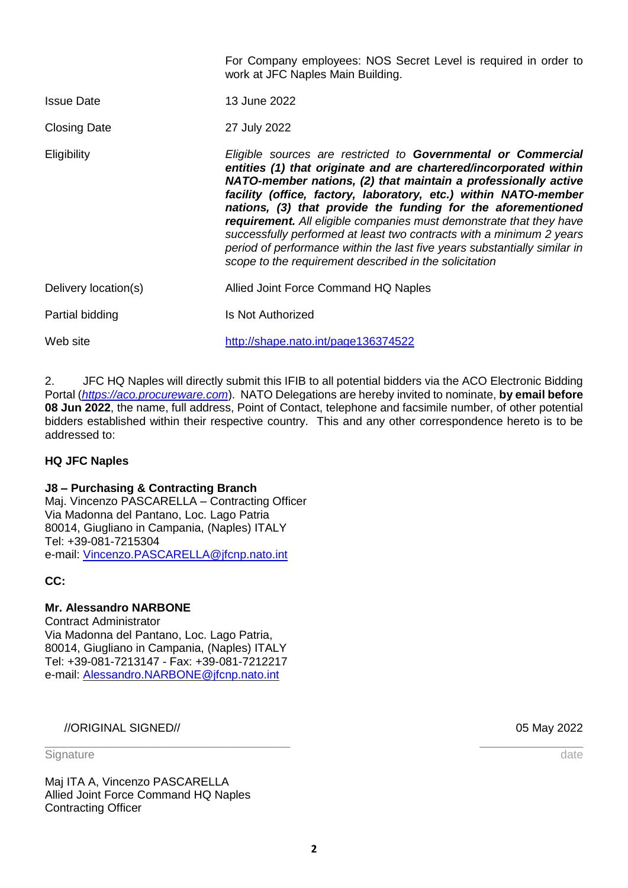| | |
|---|---|
| | For Company employees: NOS Secret Level is required in order to work at JFC Naples Main Building. |
| Issue Date | 13 June 2022 |
| Closing Date | 27 July 2022 |
| Eligibility | *Eligible sources are restricted to **Governmental or Commercial entities (1) that originate and are chartered/incorporated within NATO-member nations, (2) that maintain a professionally active facility (office, factory, laboratory, etc.) within NATO-member nations, (3) that provide the funding for the aforementioned requirement.** All eligible companies must demonstrate that they have successfully performed at least two contracts with a minimum 2 years period of performance within the last five years substantially similar in scope to the requirement described in the solicitation* |
| Delivery location(s) | Allied Joint Force Command HQ Naples |
| Partial bidding | Is Not Authorized |
| Web site | http://shape.nato.int/page136374522 |

2. JFC HQ Naples will directly submit this IFIB to all potential bidders via the ACO Electronic Bidding Portal (*https://aco.procureware.com*). NATO Delegations are hereby invited to nominate, **by email before 08 Jun 2022**, the name, full address, Point of Contact, telephone and facsimile number, of other potential bidders established within their respective country. This and any other correspondence hereto is to be addressed to:

**HQ JFC Naples**

**J8 – Purchasing & Contracting Branch**
Maj. Vincenzo PASCARELLA – Contracting Officer
Via Madonna del Pantano, Loc. Lago Patria
80014, Giugliano in Campania, (Naples) ITALY
Tel: +39-081-7215304
e-mail: Vincenzo.PASCARELLA@jfcnp.nato.int

**CC:**

**Mr. Alessandro NARBONE**
Contract Administrator
Via Madonna del Pantano, Loc. Lago Patria,
80014, Giugliano in Campania, (Naples) ITALY
Tel: +39-081-7213147 - Fax: +39-081-7212217
e-mail: Alessandro.NARBONE@jfcnp.nato.int

//ORIGINAL SIGNED// 05 May 2022

Signature date

Maj ITA A, Vincenzo PASCARELLA
Allied Joint Force Command HQ Naples
Contracting Officer